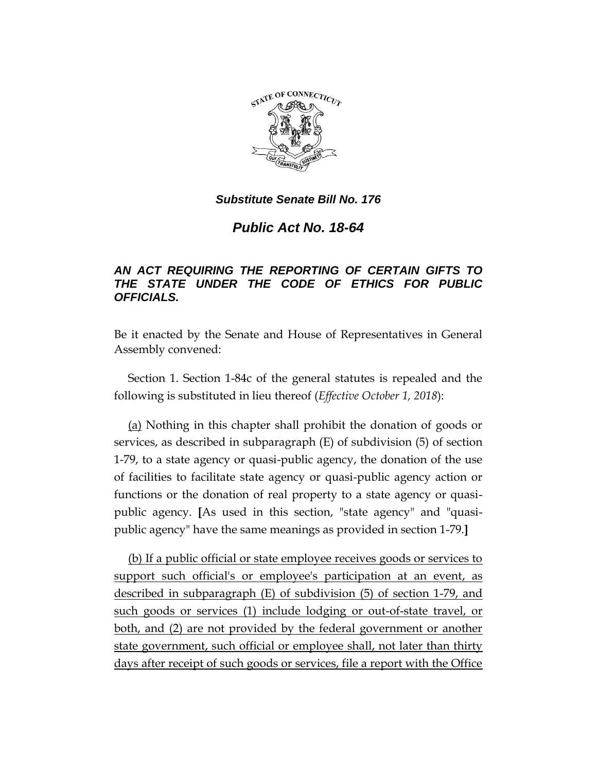***Substitute Senate Bill No. 176***

# *Public Act No. 18-64*

***AN ACT REQUIRING THE REPORTING OF CERTAIN GIFTS TO THE STATE UNDER THE CODE OF ETHICS FOR PUBLIC OFFICIALS.***

Be it enacted by the Senate and House of Representatives in General Assembly convened:

Section 1. Section 1-84c of the general statutes is repealed and the following is substituted in lieu thereof (*Effective October 1, 2018*):

<u>(a)</u> Nothing in this chapter shall prohibit the donation of goods or services, as described in subparagraph (E) of subdivision (5) of section 1-79, to a state agency or quasi-public agency, the donation of the use of facilities to facilitate state agency or quasi-public agency action or functions or the donation of real property to a state agency or quasi-public agency. **[**As used in this section, "state agency" and "quasi-public agency" have the same meanings as provided in section 1-79.**]**

<u>(b) If a public official or state employee receives goods or services to support such official's or employee's participation at an event, as described in subparagraph (E) of subdivision (5) of section 1-79, and such goods or services (1) include lodging or out-of-state travel, or both, and (2) are not provided by the federal government or another state government, such official or employee shall, not later than thirty days after receipt of such goods or services, file a report with the Office</u>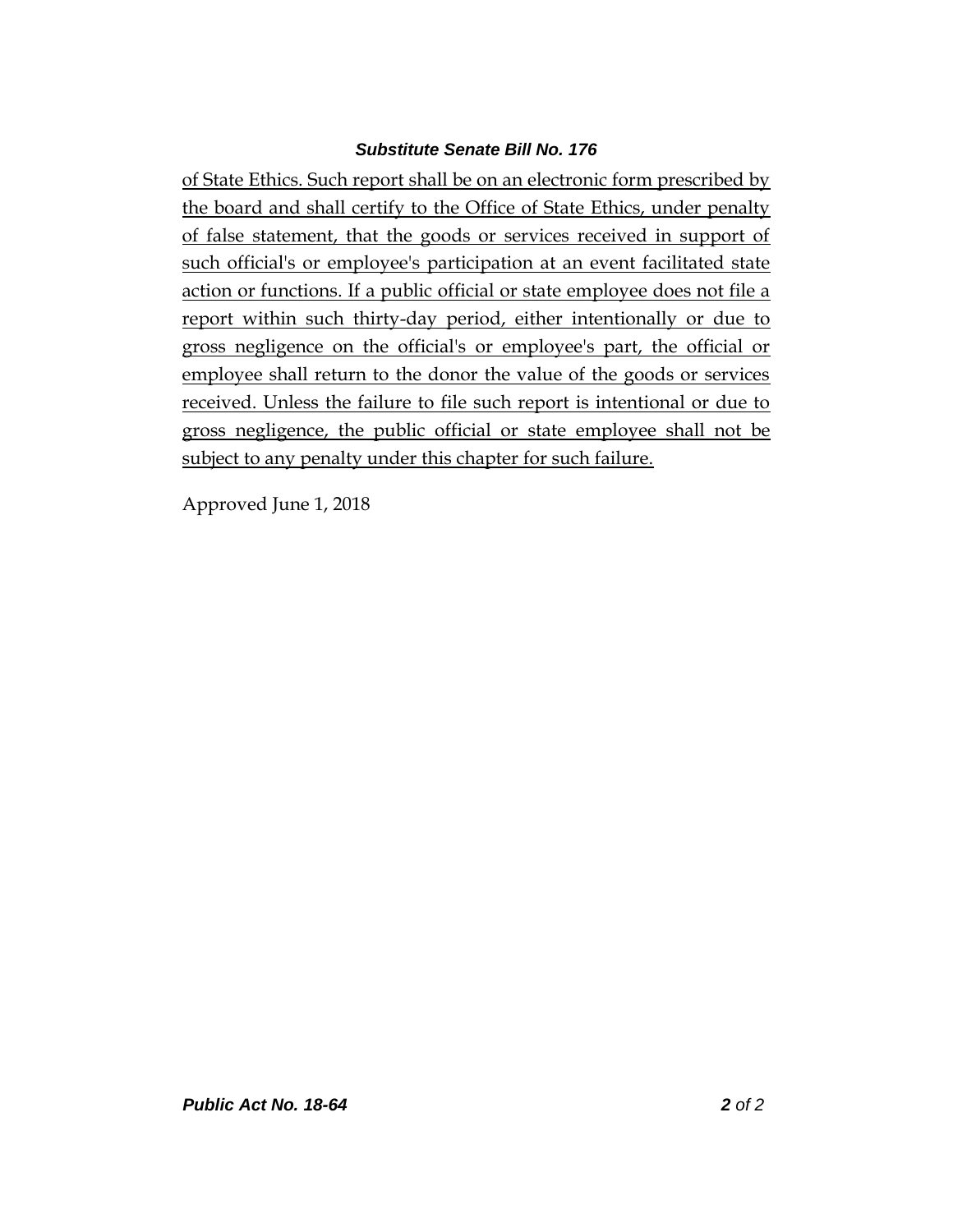of State Ethics. Such report shall be on an electronic form prescribed by the board and shall certify to the Office of State Ethics, under penalty of false statement, that the goods or services received in support of such official's or employee's participation at an event facilitated state action or functions. If a public official or state employee does not file a report within such thirty-day period, either intentionally or due to gross negligence on the official's or employee's part, the official or employee shall return to the donor the value of the goods or services received. Unless the failure to file such report is intentional or due to gross negligence, the public official or state employee shall not be subject to any penalty under this chapter for such failure.

Approved June 1, 2018